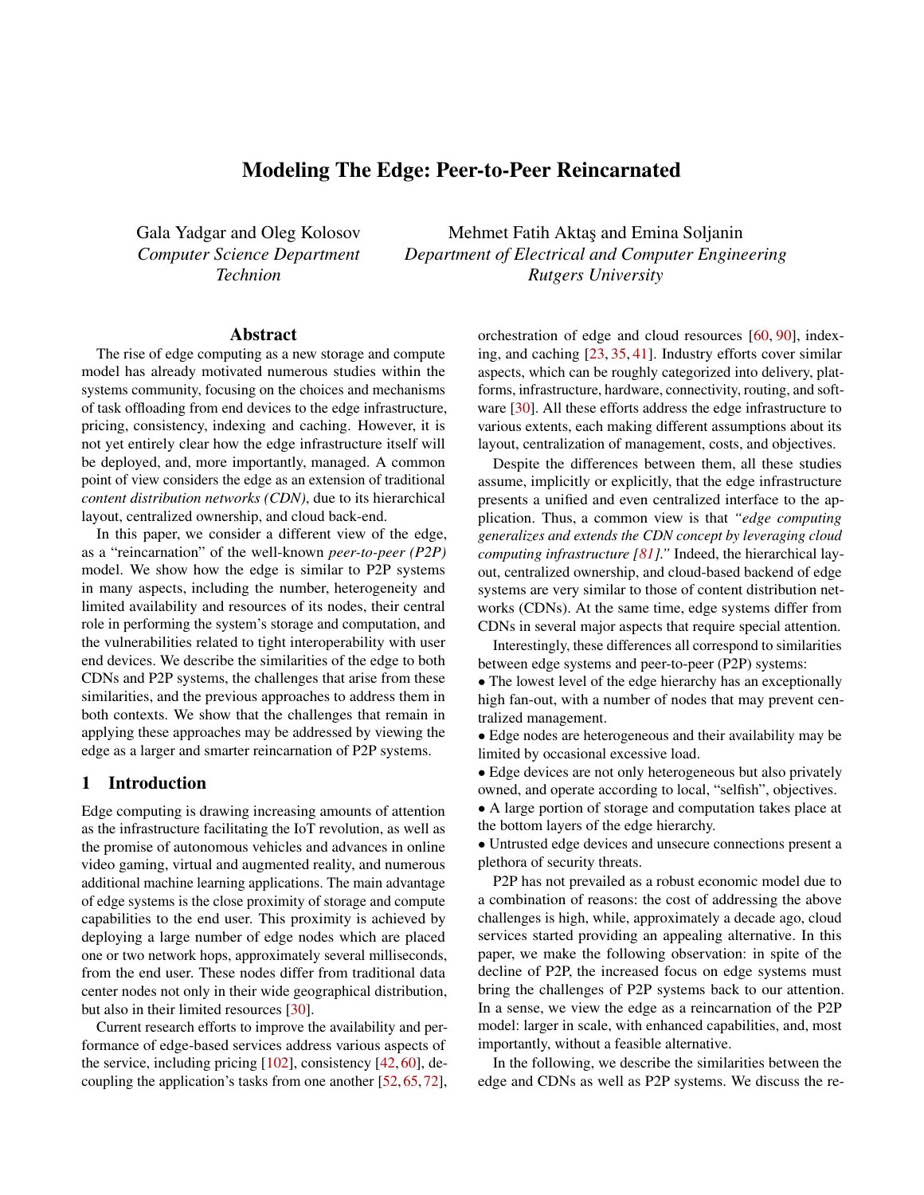# Modeling The Edge: Peer-to-Peer Reincarnated

Gala Yadgar and Oleg Kolosov
*Computer Science Department*
*Technion*

Mehmet Fatih Aktaş and Emina Soljanin
*Department of Electrical and Computer Engineering*
*Rutgers University*

## Abstract

The rise of edge computing as a new storage and compute model has already motivated numerous studies within the systems community, focusing on the choices and mechanisms of task offloading from end devices to the edge infrastructure, pricing, consistency, indexing and caching. However, it is not yet entirely clear how the edge infrastructure itself will be deployed, and, more importantly, managed. A common point of view considers the edge as an extension of traditional *content distribution networks (CDN)*, due to its hierarchical layout, centralized ownership, and cloud back-end.

In this paper, we consider a different view of the edge, as a "reincarnation" of the well-known *peer-to-peer (P2P)* model. We show how the edge is similar to P2P systems in many aspects, including the number, heterogeneity and limited availability and resources of its nodes, their central role in performing the system's storage and computation, and the vulnerabilities related to tight interoperability with user end devices. We describe the similarities of the edge to both CDNs and P2P systems, the challenges that arise from these similarities, and the previous approaches to address them in both contexts. We show that the challenges that remain in applying these approaches may be addressed by viewing the edge as a larger and smarter reincarnation of P2P systems.

## 1 Introduction

Edge computing is drawing increasing amounts of attention as the infrastructure facilitating the IoT revolution, as well as the promise of autonomous vehicles and advances in online video gaming, virtual and augmented reality, and numerous additional machine learning applications. The main advantage of edge systems is the close proximity of storage and compute capabilities to the end user. This proximity is achieved by deploying a large number of edge nodes which are placed one or two network hops, approximately several milliseconds, from the end user. These nodes differ from traditional data center nodes not only in their wide geographical distribution, but also in their limited resources [30].

Current research efforts to improve the availability and performance of edge-based services address various aspects of the service, including pricing [102], consistency [42, 60], decoupling the application's tasks from one another [52, 65, 72], orchestration of edge and cloud resources [60, 90], indexing, and caching [23, 35, 41]. Industry efforts cover similar aspects, which can be roughly categorized into delivery, platforms, infrastructure, hardware, connectivity, routing, and software [30]. All these efforts address the edge infrastructure to various extents, each making different assumptions about its layout, centralization of management, costs, and objectives.

Despite the differences between them, all these studies assume, implicitly or explicitly, that the edge infrastructure presents a unified and even centralized interface to the application. Thus, a common view is that *"edge computing generalizes and extends the CDN concept by leveraging cloud computing infrastructure [81]."* Indeed, the hierarchical layout, centralized ownership, and cloud-based backend of edge systems are very similar to those of content distribution networks (CDNs). At the same time, edge systems differ from CDNs in several major aspects that require special attention.

Interestingly, these differences all correspond to similarities between edge systems and peer-to-peer (P2P) systems:

- The lowest level of the edge hierarchy has an exceptionally high fan-out, with a number of nodes that may prevent centralized management.
- Edge nodes are heterogeneous and their availability may be limited by occasional excessive load.
- Edge devices are not only heterogeneous but also privately owned, and operate according to local, "selfish", objectives.
- A large portion of storage and computation takes place at the bottom layers of the edge hierarchy.
- Untrusted edge devices and unsecure connections present a plethora of security threats.

P2P has not prevailed as a robust economic model due to a combination of reasons: the cost of addressing the above challenges is high, while, approximately a decade ago, cloud services started providing an appealing alternative. In this paper, we make the following observation: in spite of the decline of P2P, the increased focus on edge systems must bring the challenges of P2P systems back to our attention. In a sense, we view the edge as a reincarnation of the P2P model: larger in scale, with enhanced capabilities, and, most importantly, without a feasible alternative.

In the following, we describe the similarities between the edge and CDNs as well as P2P systems. We discuss the re-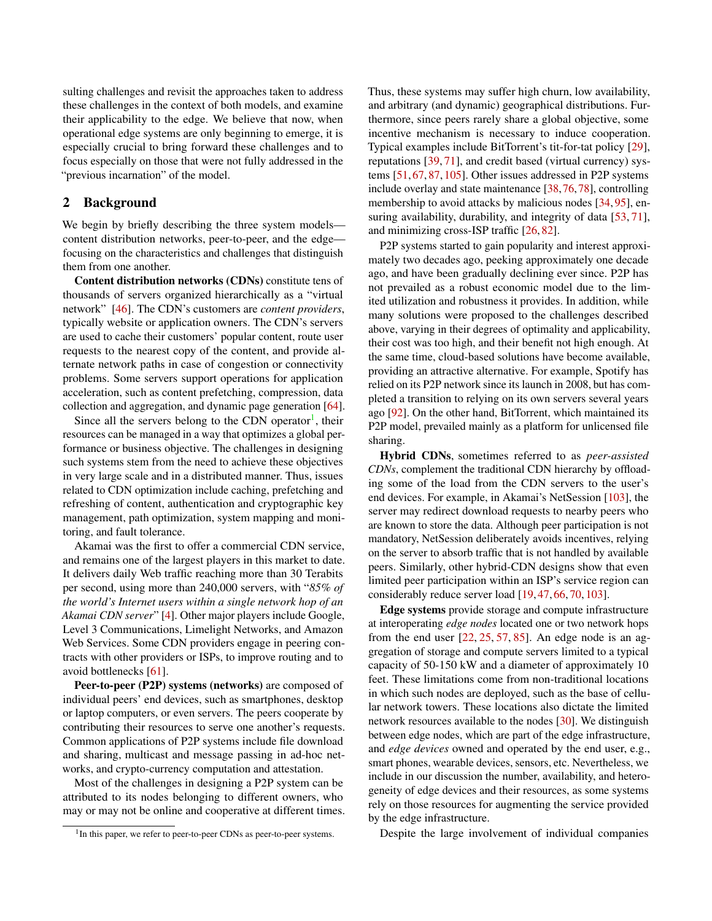sulting challenges and revisit the approaches taken to address these challenges in the context of both models, and examine their applicability to the edge. We believe that now, when operational edge systems are only beginning to emerge, it is especially crucial to bring forward these challenges and to focus especially on those that were not fully addressed in the "previous incarnation" of the model.

## 2 Background

We begin by briefly describing the three system models—content distribution networks, peer-to-peer, and the edge—focusing on the characteristics and challenges that distinguish them from one another.

**Content distribution networks (CDNs)** constitute tens of thousands of servers organized hierarchically as a "virtual network" [46]. The CDN's customers are *content providers*, typically website or application owners. The CDN's servers are used to cache their customers' popular content, route user requests to the nearest copy of the content, and provide alternate network paths in case of congestion or connectivity problems. Some servers support operations for application acceleration, such as content prefetching, compression, data collection and aggregation, and dynamic page generation [64].

Since all the servers belong to the CDN operator[1], their resources can be managed in a way that optimizes a global performance or business objective. The challenges in designing such systems stem from the need to achieve these objectives in very large scale and in a distributed manner. Thus, issues related to CDN optimization include caching, prefetching and refreshing of content, authentication and cryptographic key management, path optimization, system mapping and monitoring, and fault tolerance.

Akamai was the first to offer a commercial CDN service, and remains one of the largest players in this market to date. It delivers daily Web traffic reaching more than 30 Terabits per second, using more than 240,000 servers, with "*85% of the world's Internet users within a single network hop of an Akamai CDN server*" [4]. Other major players include Google, Level 3 Communications, Limelight Networks, and Amazon Web Services. Some CDN providers engage in peering contracts with other providers or ISPs, to improve routing and to avoid bottlenecks [61].

**Peer-to-peer (P2P) systems (networks)** are composed of individual peers' end devices, such as smartphones, desktop or laptop computers, or even servers. The peers cooperate by contributing their resources to serve one another's requests. Common applications of P2P systems include file download and sharing, multicast and message passing in ad-hoc networks, and crypto-currency computation and attestation.

Most of the challenges in designing a P2P system can be attributed to its nodes belonging to different owners, who may or may not be online and cooperative at different times. Thus, these systems may suffer high churn, low availability, and arbitrary (and dynamic) geographical distributions. Furthermore, since peers rarely share a global objective, some incentive mechanism is necessary to induce cooperation. Typical examples include BitTorrent's tit-for-tat policy [29], reputations [39, 71], and credit based (virtual currency) systems [51, 67, 87, 105]. Other issues addressed in P2P systems include overlay and state maintenance [38, 76, 78], controlling membership to avoid attacks by malicious nodes [34, 95], ensuring availability, durability, and integrity of data [53, 71], and minimizing cross-ISP traffic [26, 82].

P2P systems started to gain popularity and interest approximately two decades ago, peeking approximately one decade ago, and have been gradually declining ever since. P2P has not prevailed as a robust economic model due to the limited utilization and robustness it provides. In addition, while many solutions were proposed to the challenges described above, varying in their degrees of optimality and applicability, their cost was too high, and their benefit not high enough. At the same time, cloud-based solutions have become available, providing an attractive alternative. For example, Spotify has relied on its P2P network since its launch in 2008, but has completed a transition to relying on its own servers several years ago [92]. On the other hand, BitTorrent, which maintained its P2P model, prevailed mainly as a platform for unlicensed file sharing.

**Hybrid CDNs**, sometimes referred to as *peer-assisted CDNs*, complement the traditional CDN hierarchy by offloading some of the load from the CDN servers to the user's end devices. For example, in Akamai's NetSession [103], the server may redirect download requests to nearby peers who are known to store the data. Although peer participation is not mandatory, NetSession deliberately avoids incentives, relying on the server to absorb traffic that is not handled by available peers. Similarly, other hybrid-CDN designs show that even limited peer participation within an ISP's service region can considerably reduce server load [19, 47, 66, 70, 103].

**Edge systems** provide storage and compute infrastructure at interoperating *edge nodes* located one or two network hops from the end user [22, 25, 57, 85]. An edge node is an aggregation of storage and compute servers limited to a typical capacity of 50-150 kW and a diameter of approximately 10 feet. These limitations come from non-traditional locations in which such nodes are deployed, such as the base of cellular network towers. These locations also dictate the limited network resources available to the nodes [30]. We distinguish between edge nodes, which are part of the edge infrastructure, and *edge devices* owned and operated by the end user, e.g., smart phones, wearable devices, sensors, etc. Nevertheless, we include in our discussion the number, availability, and heterogeneity of edge devices and their resources, as some systems rely on those resources for augmenting the service provided by the edge infrastructure.

Despite the large involvement of individual companies

[1] In this paper, we refer to peer-to-peer CDNs as peer-to-peer systems.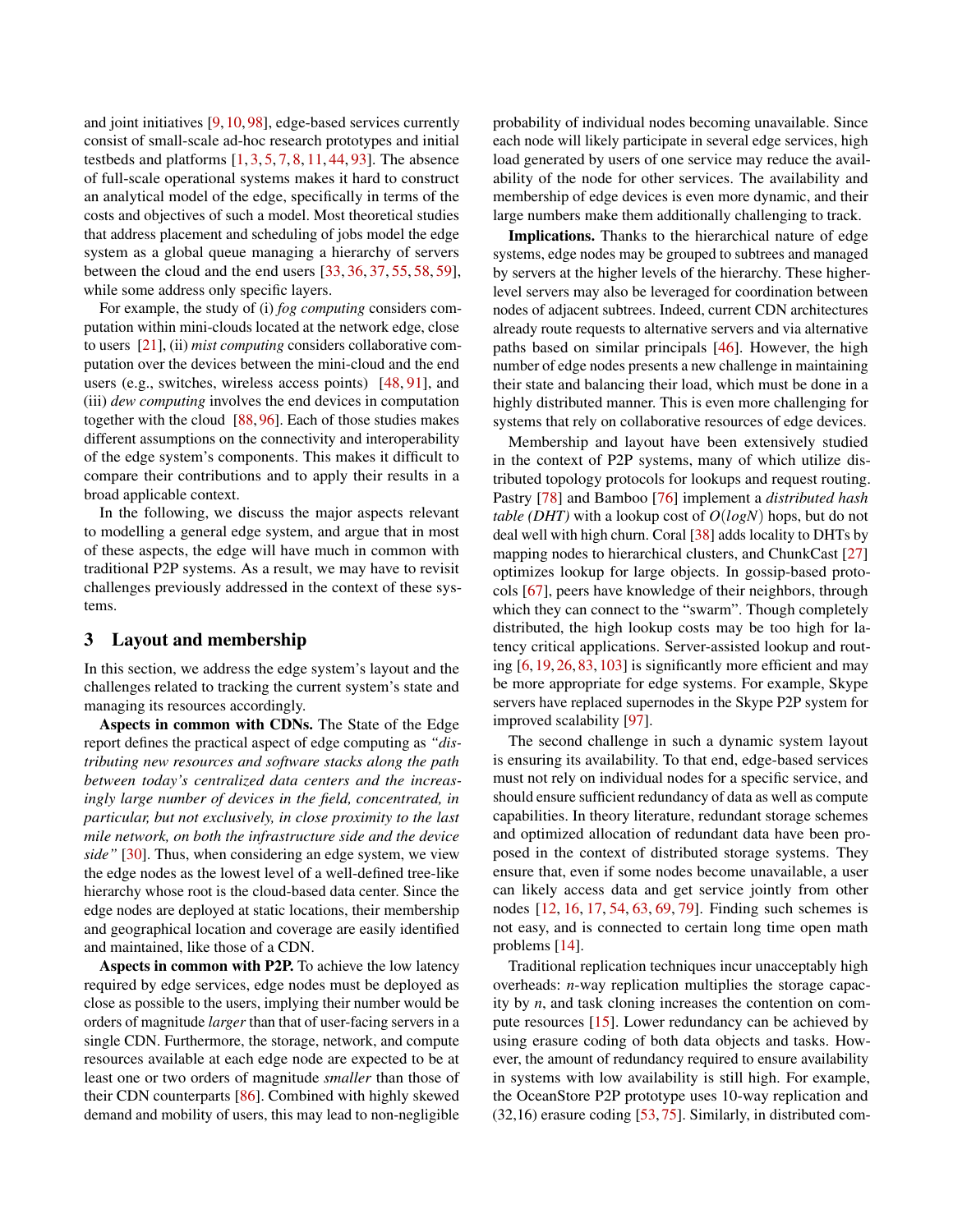and joint initiatives [9, 10, 98], edge-based services currently consist of small-scale ad-hoc research prototypes and initial testbeds and platforms [1, 3, 5, 7, 8, 11, 44, 93]. The absence of full-scale operational systems makes it hard to construct an analytical model of the edge, specifically in terms of the costs and objectives of such a model. Most theoretical studies that address placement and scheduling of jobs model the edge system as a global queue managing a hierarchy of servers between the cloud and the end users [33, 36, 37, 55, 58, 59], while some address only specific layers.

For example, the study of (i) *fog computing* considers computation within mini-clouds located at the network edge, close to users [21], (ii) *mist computing* considers collaborative computation over the devices between the mini-cloud and the end users (e.g., switches, wireless access points) [48, 91], and (iii) *dew computing* involves the end devices in computation together with the cloud [88, 96]. Each of those studies makes different assumptions on the connectivity and interoperability of the edge system's components. This makes it difficult to compare their contributions and to apply their results in a broad applicable context.

In the following, we discuss the major aspects relevant to modelling a general edge system, and argue that in most of these aspects, the edge will have much in common with traditional P2P systems. As a result, we may have to revisit challenges previously addressed in the context of these systems.

## 3 Layout and membership

In this section, we address the edge system's layout and the challenges related to tracking the current system's state and managing its resources accordingly.

**Aspects in common with CDNs.** The State of the Edge report defines the practical aspect of edge computing as *"distributing new resources and software stacks along the path between today's centralized data centers and the increasingly large number of devices in the field, concentrated, in particular, but not exclusively, in close proximity to the last mile network, on both the infrastructure side and the device side"* [30]. Thus, when considering an edge system, we view the edge nodes as the lowest level of a well-defined tree-like hierarchy whose root is the cloud-based data center. Since the edge nodes are deployed at static locations, their membership and geographical location and coverage are easily identified and maintained, like those of a CDN.

**Aspects in common with P2P.** To achieve the low latency required by edge services, edge nodes must be deployed as close as possible to the users, implying their number would be orders of magnitude *larger* than that of user-facing servers in a single CDN. Furthermore, the storage, network, and compute resources available at each edge node are expected to be at least one or two orders of magnitude *smaller* than those of their CDN counterparts [86]. Combined with highly skewed demand and mobility of users, this may lead to non-negligible probability of individual nodes becoming unavailable. Since each node will likely participate in several edge services, high load generated by users of one service may reduce the availability of the node for other services. The availability and membership of edge devices is even more dynamic, and their large numbers make them additionally challenging to track.

**Implications.** Thanks to the hierarchical nature of edge systems, edge nodes may be grouped to subtrees and managed by servers at the higher levels of the hierarchy. These higher-level servers may also be leveraged for coordination between nodes of adjacent subtrees. Indeed, current CDN architectures already route requests to alternative servers and via alternative paths based on similar principals [46]. However, the high number of edge nodes presents a new challenge in maintaining their state and balancing their load, which must be done in a highly distributed manner. This is even more challenging for systems that rely on collaborative resources of edge devices.

Membership and layout have been extensively studied in the context of P2P systems, many of which utilize distributed topology protocols for lookups and request routing. Pastry [78] and Bamboo [76] implement a *distributed hash table (DHT)* with a lookup cost of $O(logN)$ hops, but do not deal well with high churn. Coral [38] adds locality to DHTs by mapping nodes to hierarchical clusters, and ChunkCast [27] optimizes lookup for large objects. In gossip-based protocols [67], peers have knowledge of their neighbors, through which they can connect to the "swarm". Though completely distributed, the high lookup costs may be too high for latency critical applications. Server-assisted lookup and routing [6, 19, 26, 83, 103] is significantly more efficient and may be more appropriate for edge systems. For example, Skype servers have replaced supernodes in the Skype P2P system for improved scalability [97].

The second challenge in such a dynamic system layout is ensuring its availability. To that end, edge-based services must not rely on individual nodes for a specific service, and should ensure sufficient redundancy of data as well as compute capabilities. In theory literature, redundant storage schemes and optimized allocation of redundant data have been proposed in the context of distributed storage systems. They ensure that, even if some nodes become unavailable, a user can likely access data and get service jointly from other nodes [12, 16, 17, 54, 63, 69, 79]. Finding such schemes is not easy, and is connected to certain long time open math problems [14].

Traditional replication techniques incur unacceptably high overheads: $n$-way replication multiplies the storage capacity by $n$, and task cloning increases the contention on compute resources [15]. Lower redundancy can be achieved by using erasure coding of both data objects and tasks. However, the amount of redundancy required to ensure availability in systems with low availability is still high. For example, the OceanStore P2P prototype uses 10-way replication and (32,16) erasure coding [53, 75]. Similarly, in distributed com-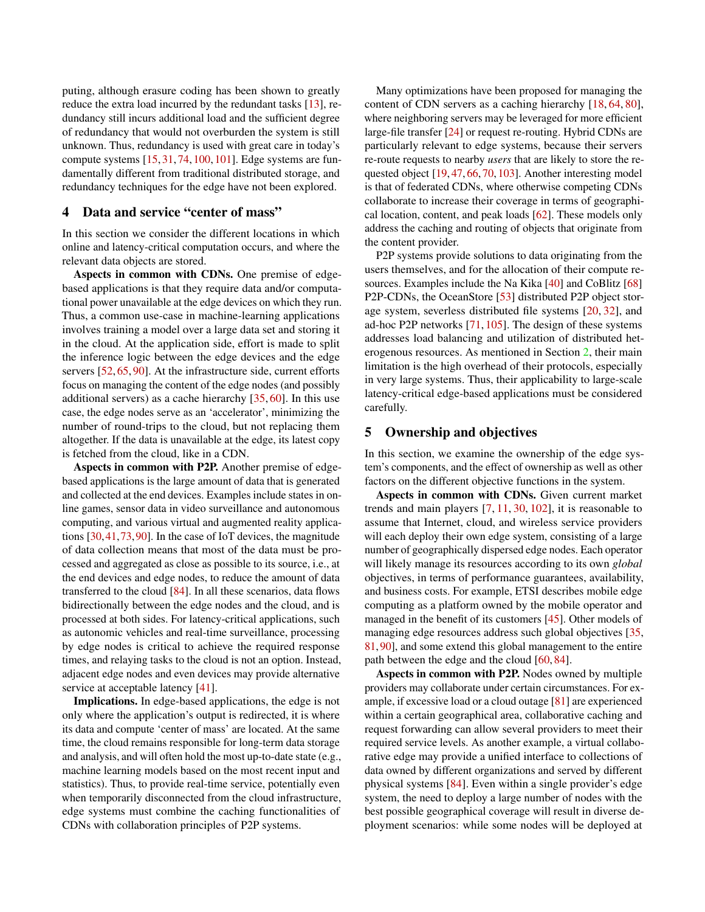puting, although erasure coding has been shown to greatly reduce the extra load incurred by the redundant tasks [13], redundancy still incurs additional load and the sufficient degree of redundancy that would not overburden the system is still unknown. Thus, redundancy is used with great care in today's compute systems [15, 31, 74, 100, 101]. Edge systems are fundamentally different from traditional distributed storage, and redundancy techniques for the edge have not been explored.

## 4 Data and service "center of mass"

In this section we consider the different locations in which online and latency-critical computation occurs, and where the relevant data objects are stored.

**Aspects in common with CDNs.** One premise of edge-based applications is that they require data and/or computational power unavailable at the edge devices on which they run. Thus, a common use-case in machine-learning applications involves training a model over a large data set and storing it in the cloud. At the application side, effort is made to split the inference logic between the edge devices and the edge servers [52, 65, 90]. At the infrastructure side, current efforts focus on managing the content of the edge nodes (and possibly additional servers) as a cache hierarchy [35, 60]. In this use case, the edge nodes serve as an 'accelerator', minimizing the number of round-trips to the cloud, but not replacing them altogether. If the data is unavailable at the edge, its latest copy is fetched from the cloud, like in a CDN.

**Aspects in common with P2P.** Another premise of edge-based applications is the large amount of data that is generated and collected at the end devices. Examples include states in online games, sensor data in video surveillance and autonomous computing, and various virtual and augmented reality applications [30, 41, 73, 90]. In the case of IoT devices, the magnitude of data collection means that most of the data must be processed and aggregated as close as possible to its source, i.e., at the end devices and edge nodes, to reduce the amount of data transferred to the cloud [84]. In all these scenarios, data flows bidirectionally between the edge nodes and the cloud, and is processed at both sides. For latency-critical applications, such as autonomic vehicles and real-time surveillance, processing by edge nodes is critical to achieve the required response times, and relaying tasks to the cloud is not an option. Instead, adjacent edge nodes and even devices may provide alternative service at acceptable latency [41].

**Implications.** In edge-based applications, the edge is not only where the application's output is redirected, it is where its data and compute 'center of mass' are located. At the same time, the cloud remains responsible for long-term data storage and analysis, and will often hold the most up-to-date state (e.g., machine learning models based on the most recent input and statistics). Thus, to provide real-time service, potentially even when temporarily disconnected from the cloud infrastructure, edge systems must combine the caching functionalities of CDNs with collaboration principles of P2P systems.

Many optimizations have been proposed for managing the content of CDN servers as a caching hierarchy [18, 64, 80], where neighboring servers may be leveraged for more efficient large-file transfer [24] or request re-routing. Hybrid CDNs are particularly relevant to edge systems, because their servers re-route requests to nearby *users* that are likely to store the requested object [19, 47, 66, 70, 103]. Another interesting model is that of federated CDNs, where otherwise competing CDNs collaborate to increase their coverage in terms of geographical location, content, and peak loads [62]. These models only address the caching and routing of objects that originate from the content provider.

P2P systems provide solutions to data originating from the users themselves, and for the allocation of their compute resources. Examples include the Na Kika [40] and CoBlitz [68] P2P-CDNs, the OceanStore [53] distributed P2P object storage system, severless distributed file systems [20, 32], and ad-hoc P2P networks [71, 105]. The design of these systems addresses load balancing and utilization of distributed heterogeneous resources. As mentioned in Section 2, their main limitation is the high overhead of their protocols, especially in very large systems. Thus, their applicability to large-scale latency-critical edge-based applications must be considered carefully.

## 5 Ownership and objectives

In this section, we examine the ownership of the edge system's components, and the effect of ownership as well as other factors on the different objective functions in the system.

**Aspects in common with CDNs.** Given current market trends and main players [7, 11, 30, 102], it is reasonable to assume that Internet, cloud, and wireless service providers will each deploy their own edge system, consisting of a large number of geographically dispersed edge nodes. Each operator will likely manage its resources according to its own *global* objectives, in terms of performance guarantees, availability, and business costs. For example, ETSI describes mobile edge computing as a platform owned by the mobile operator and managed in the benefit of its customers [45]. Other models of managing edge resources address such global objectives [35, 81, 90], and some extend this global management to the entire path between the edge and the cloud [60, 84].

**Aspects in common with P2P.** Nodes owned by multiple providers may collaborate under certain circumstances. For example, if excessive load or a cloud outage [81] are experienced within a certain geographical area, collaborative caching and request forwarding can allow several providers to meet their required service levels. As another example, a virtual collaborative edge may provide a unified interface to collections of data owned by different organizations and served by different physical systems [84]. Even within a single provider's edge system, the need to deploy a large number of nodes with the best possible geographical coverage will result in diverse deployment scenarios: while some nodes will be deployed at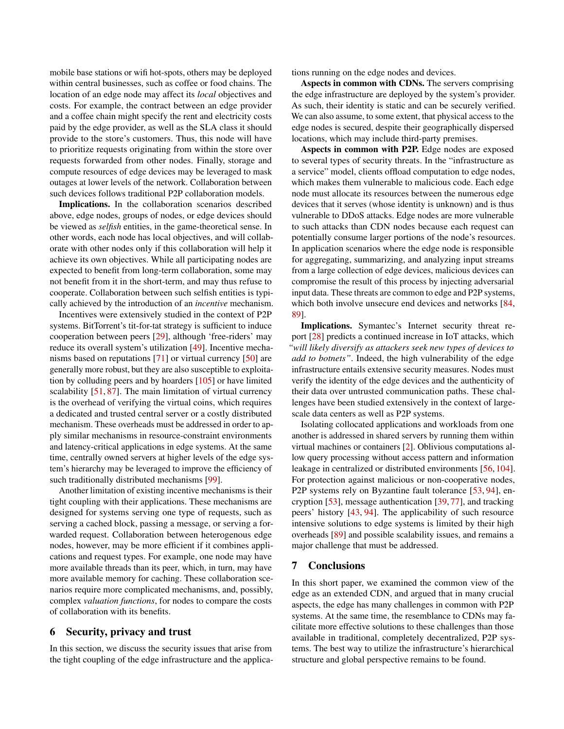mobile base stations or wifi hot-spots, others may be deployed within central businesses, such as coffee or food chains. The location of an edge node may affect its *local* objectives and costs. For example, the contract between an edge provider and a coffee chain might specify the rent and electricity costs paid by the edge provider, as well as the SLA class it should provide to the store's customers. Thus, this node will have to prioritize requests originating from within the store over requests forwarded from other nodes. Finally, storage and compute resources of edge devices may be leveraged to mask outages at lower levels of the network. Collaboration between such devices follows traditional P2P collaboration models.

**Implications.** In the collaboration scenarios described above, edge nodes, groups of nodes, or edge devices should be viewed as *selfish* entities, in the game-theoretical sense. In other words, each node has local objectives, and will collaborate with other nodes only if this collaboration will help it achieve its own objectives. While all participating nodes are expected to benefit from long-term collaboration, some may not benefit from it in the short-term, and may thus refuse to cooperate. Collaboration between such selfish entities is typically achieved by the introduction of an *incentive* mechanism.

Incentives were extensively studied in the context of P2P systems. BitTorrent's tit-for-tat strategy is sufficient to induce cooperation between peers [29], although 'free-riders' may reduce its overall system's utilization [49]. Incentive mechanisms based on reputations [71] or virtual currency [50] are generally more robust, but they are also susceptible to exploitation by colluding peers and by hoarders [105] or have limited scalability [51, 87]. The main limitation of virtual currency is the overhead of verifying the virtual coins, which requires a dedicated and trusted central server or a costly distributed mechanism. These overheads must be addressed in order to apply similar mechanisms in resource-constraint environments and latency-critical applications in edge systems. At the same time, centrally owned servers at higher levels of the edge system's hierarchy may be leveraged to improve the efficiency of such traditionally distributed mechanisms [99].

Another limitation of existing incentive mechanisms is their tight coupling with their applications. These mechanisms are designed for systems serving one type of requests, such as serving a cached block, passing a message, or serving a forwarded request. Collaboration between heterogeneous edge nodes, however, may be more efficient if it combines applications and request types. For example, one node may have more available threads than its peer, which, in turn, may have more available memory for caching. These collaboration scenarios require more complicated mechanisms, and, possibly, complex *valuation functions*, for nodes to compare the costs of collaboration with its benefits.

## 6 Security, privacy and trust

In this section, we discuss the security issues that arise from the tight coupling of the edge infrastructure and the applications running on the edge nodes and devices.

**Aspects in common with CDNs.** The servers comprising the edge infrastructure are deployed by the system's provider. As such, their identity is static and can be securely verified. We can also assume, to some extent, that physical access to the edge nodes is secured, despite their geographically dispersed locations, which may include third-party premises.

**Aspects in common with P2P.** Edge nodes are exposed to several types of security threats. In the "infrastructure as a service" model, clients offload computation to edge nodes, which makes them vulnerable to malicious code. Each edge node must allocate its resources between the numerous edge devices that it serves (whose identity is unknown) and is thus vulnerable to DDoS attacks. Edge nodes are more vulnerable to such attacks than CDN nodes because each request can potentially consume larger portions of the node's resources. In application scenarios where the edge node is responsible for aggregating, summarizing, and analyzing input streams from a large collection of edge devices, malicious devices can compromise the result of this process by injecting adversarial input data. These threats are common to edge and P2P systems, which both involve unsecure end devices and networks [84, 89].

**Implications.** Symantec's Internet security threat report [28] predicts a continued increase in IoT attacks, which *"will likely diversify as attackers seek new types of devices to add to botnets"*. Indeed, the high vulnerability of the edge infrastructure entails extensive security measures. Nodes must verify the identity of the edge devices and the authenticity of their data over untrusted communication paths. These challenges have been studied extensively in the context of large-scale data centers as well as P2P systems.

Isolating collocated applications and workloads from one another is addressed in shared servers by running them within virtual machines or containers [2]. Oblivious computations allow query processing without access pattern and information leakage in centralized or distributed environments [56, 104]. For protection against malicious or non-cooperative nodes, P2P systems rely on Byzantine fault tolerance [53, 94], encryption [53], message authentication [39, 77], and tracking peers' history [43, 94]. The applicability of such resource intensive solutions to edge systems is limited by their high overheads [89] and possible scalability issues, and remains a major challenge that must be addressed.

## 7 Conclusions

In this short paper, we examined the common view of the edge as an extended CDN, and argued that in many crucial aspects, the edge has many challenges in common with P2P systems. At the same time, the resemblance to CDNs may facilitate more effective solutions to these challenges than those available in traditional, completely decentralized, P2P systems. The best way to utilize the infrastructure's hierarchical structure and global perspective remains to be found.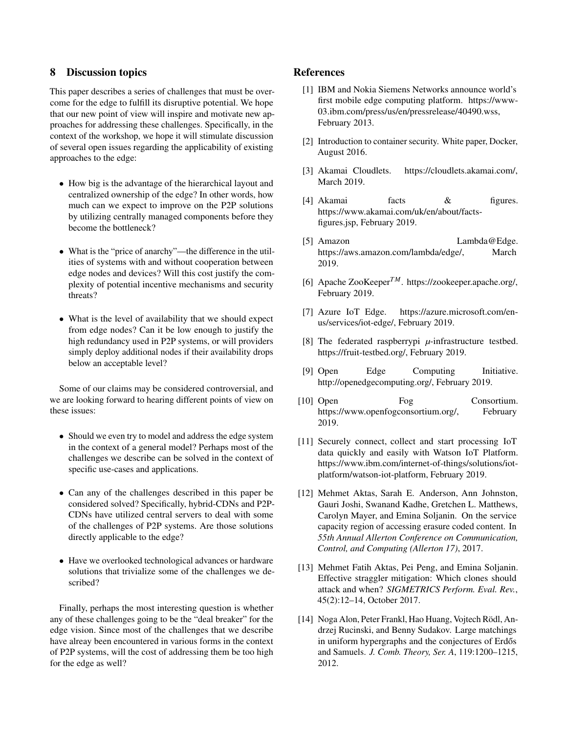## 8 Discussion topics

This paper describes a series of challenges that must be overcome for the edge to fulfill its disruptive potential. We hope that our new point of view will inspire and motivate new approaches for addressing these challenges. Specifically, in the context of the workshop, we hope it will stimulate discussion of several open issues regarding the applicability of existing approaches to the edge:

- How big is the advantage of the hierarchical layout and centralized ownership of the edge? In other words, how much can we expect to improve on the P2P solutions by utilizing centrally managed components before they become the bottleneck?
- What is the "price of anarchy"—the difference in the utilities of systems with and without cooperation between edge nodes and devices? Will this cost justify the complexity of potential incentive mechanisms and security threats?
- What is the level of availability that we should expect from edge nodes? Can it be low enough to justify the high redundancy used in P2P systems, or will providers simply deploy additional nodes if their availability drops below an acceptable level?

Some of our claims may be considered controversial, and we are looking forward to hearing different points of view on these issues:

- Should we even try to model and address the edge system in the context of a general model? Perhaps most of the challenges we describe can be solved in the context of specific use-cases and applications.
- Can any of the challenges described in this paper be considered solved? Specifically, hybrid-CDNs and P2P-CDNs have utilized central servers to deal with some of the challenges of P2P systems. Are those solutions directly applicable to the edge?
- Have we overlooked technological advances or hardware solutions that trivialize some of the challenges we described?

Finally, perhaps the most interesting question is whether any of these challenges going to be the "deal breaker" for the edge vision. Since most of the challenges that we describe have alreay been encountered in various forms in the context of P2P systems, will the cost of addressing them be too high for the edge as well?

## References

[1] IBM and Nokia Siemens Networks announce world's first mobile edge computing platform. https://www-03.ibm.com/press/us/en/pressrelease/40490.wss, February 2013.

[2] Introduction to container security. White paper, Docker, August 2016.

[3] Akamai Cloudlets. https://cloudlets.akamai.com/, March 2019.

[4] Akamai facts & figures. https://www.akamai.com/uk/en/about/facts-figures.jsp, February 2019.

[5] Amazon Lambda@Edge. https://aws.amazon.com/lambda/edge/, March 2019.

[6] Apache ZooKeeper$^{TM}$. https://zookeeper.apache.org/, February 2019.

[7] Azure IoT Edge. https://azure.microsoft.com/en-us/services/iot-edge/, February 2019.

[8] The federated raspberrypi $\mu$-infrastructure testbed. https://fruit-testbed.org/, February 2019.

[9] Open Edge Computing Initiative. http://openedgecomputing.org/, February 2019.

[10] Open Fog Consortium. https://www.openfogconsortium.org/, February 2019.

[11] Securely connect, collect and start processing IoT data quickly and easily with Watson IoT Platform. https://www.ibm.com/internet-of-things/solutions/iot-platform/watson-iot-platform, February 2019.

[12] Mehmet Aktas, Sarah E. Anderson, Ann Johnston, Gauri Joshi, Swanand Kadhe, Gretchen L. Matthews, Carolyn Mayer, and Emina Soljanin. On the service capacity region of accessing erasure coded content. In *55th Annual Allerton Conference on Communication, Control, and Computing (Allerton 17)*, 2017.

[13] Mehmet Fatih Aktas, Pei Peng, and Emina Soljanin. Effective straggler mitigation: Which clones should attack and when? *SIGMETRICS Perform. Eval. Rev.*, 45(2):12–14, October 2017.

[14] Noga Alon, Peter Frankl, Hao Huang, Vojtech Rödl, Andrzej Rucinski, and Benny Sudakov. Large matchings in uniform hypergraphs and the conjectures of Erdős and Samuels. *J. Comb. Theory, Ser. A*, 119:1200–1215, 2012.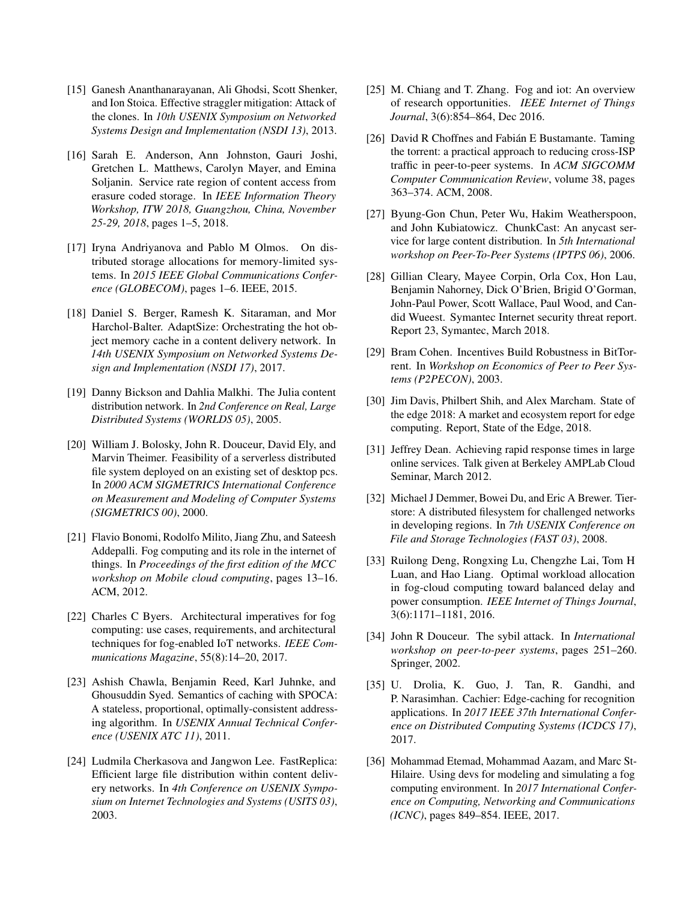[15] Ganesh Ananthanarayanan, Ali Ghodsi, Scott Shenker, and Ion Stoica. Effective straggler mitigation: Attack of the clones. In *10th USENIX Symposium on Networked Systems Design and Implementation (NSDI 13)*, 2013.

[16] Sarah E. Anderson, Ann Johnston, Gauri Joshi, Gretchen L. Matthews, Carolyn Mayer, and Emina Soljanin. Service rate region of content access from erasure coded storage. In *IEEE Information Theory Workshop, ITW 2018, Guangzhou, China, November 25-29, 2018*, pages 1–5, 2018.

[17] Iryna Andriyanova and Pablo M Olmos. On distributed storage allocations for memory-limited systems. In *2015 IEEE Global Communications Conference (GLOBECOM)*, pages 1–6. IEEE, 2015.

[18] Daniel S. Berger, Ramesh K. Sitaraman, and Mor Harchol-Balter. AdaptSize: Orchestrating the hot object memory cache in a content delivery network. In *14th USENIX Symposium on Networked Systems Design and Implementation (NSDI 17)*, 2017.

[19] Danny Bickson and Dahlia Malkhi. The Julia content distribution network. In *2nd Conference on Real, Large Distributed Systems (WORLDS 05)*, 2005.

[20] William J. Bolosky, John R. Douceur, David Ely, and Marvin Theimer. Feasibility of a serverless distributed file system deployed on an existing set of desktop pcs. In *2000 ACM SIGMETRICS International Conference on Measurement and Modeling of Computer Systems (SIGMETRICS 00)*, 2000.

[21] Flavio Bonomi, Rodolfo Milito, Jiang Zhu, and Sateesh Addepalli. Fog computing and its role in the internet of things. In *Proceedings of the first edition of the MCC workshop on Mobile cloud computing*, pages 13–16. ACM, 2012.

[22] Charles C Byers. Architectural imperatives for fog computing: use cases, requirements, and architectural techniques for fog-enabled IoT networks. *IEEE Communications Magazine*, 55(8):14–20, 2017.

[23] Ashish Chawla, Benjamin Reed, Karl Juhnke, and Ghousuddin Syed. Semantics of caching with SPOCA: A stateless, proportional, optimally-consistent addressing algorithm. In *USENIX Annual Technical Conference (USENIX ATC 11)*, 2011.

[24] Ludmila Cherkasova and Jangwon Lee. FastReplica: Efficient large file distribution within content delivery networks. In *4th Conference on USENIX Symposium on Internet Technologies and Systems (USITS 03)*, 2003.

[25] M. Chiang and T. Zhang. Fog and iot: An overview of research opportunities. *IEEE Internet of Things Journal*, 3(6):854–864, Dec 2016.

[26] David R Choffnes and Fabián E Bustamante. Taming the torrent: a practical approach to reducing cross-ISP traffic in peer-to-peer systems. In *ACM SIGCOMM Computer Communication Review*, volume 38, pages 363–374. ACM, 2008.

[27] Byung-Gon Chun, Peter Wu, Hakim Weatherspoon, and John Kubiatowicz. ChunkCast: An anycast service for large content distribution. In *5th International workshop on Peer-To-Peer Systems (IPTPS 06)*, 2006.

[28] Gillian Cleary, Mayee Corpin, Orla Cox, Hon Lau, Benjamin Nahorney, Dick O'Brien, Brigid O'Gorman, John-Paul Power, Scott Wallace, Paul Wood, and Candid Wueest. Symantec Internet security threat report. Report 23, Symantec, March 2018.

[29] Bram Cohen. Incentives Build Robustness in BitTorrent. In *Workshop on Economics of Peer to Peer Systems (P2PECON)*, 2003.

[30] Jim Davis, Philbert Shih, and Alex Marcham. State of the edge 2018: A market and ecosystem report for edge computing. Report, State of the Edge, 2018.

[31] Jeffrey Dean. Achieving rapid response times in large online services. Talk given at Berkeley AMPLab Cloud Seminar, March 2012.

[32] Michael J Demmer, Bowei Du, and Eric A Brewer. Tierstore: A distributed filesystem for challenged networks in developing regions. In *7th USENIX Conference on File and Storage Technologies (FAST 03)*, 2008.

[33] Ruilong Deng, Rongxing Lu, Chengzhe Lai, Tom H Luan, and Hao Liang. Optimal workload allocation in fog-cloud computing toward balanced delay and power consumption. *IEEE Internet of Things Journal*, 3(6):1171–1181, 2016.

[34] John R Douceur. The sybil attack. In *International workshop on peer-to-peer systems*, pages 251–260. Springer, 2002.

[35] U. Drolia, K. Guo, J. Tan, R. Gandhi, and P. Narasimhan. Cachier: Edge-caching for recognition applications. In *2017 IEEE 37th International Conference on Distributed Computing Systems (ICDCS 17)*, 2017.

[36] Mohammad Etemad, Mohammad Aazam, and Marc St-Hilaire. Using devs for modeling and simulating a fog computing environment. In *2017 International Conference on Computing, Networking and Communications (ICNC)*, pages 849–854. IEEE, 2017.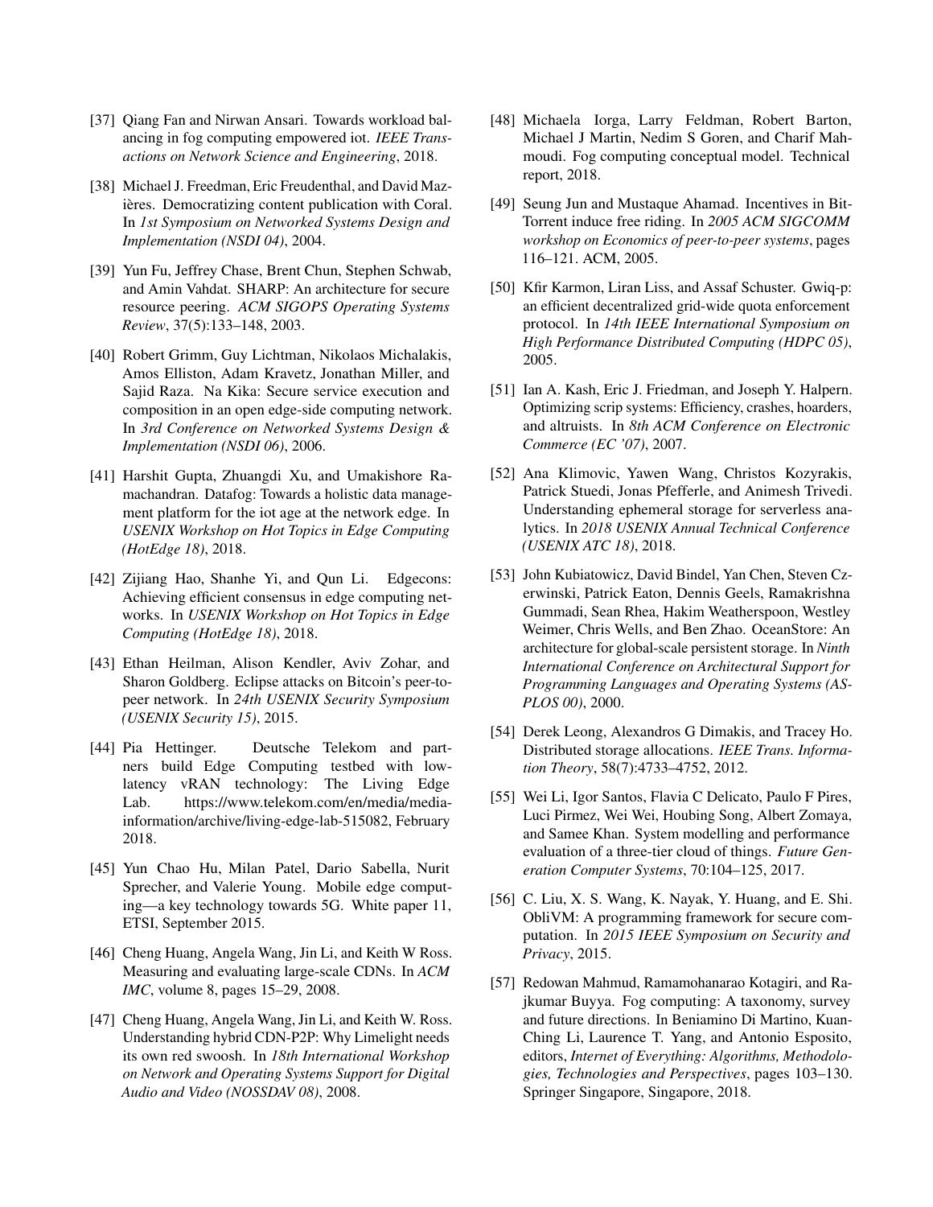[37] Qiang Fan and Nirwan Ansari. Towards workload balancing in fog computing empowered iot. *IEEE Transactions on Network Science and Engineering*, 2018.

[38] Michael J. Freedman, Eric Freudenthal, and David Mazières. Democratizing content publication with Coral. In *1st Symposium on Networked Systems Design and Implementation (NSDI 04)*, 2004.

[39] Yun Fu, Jeffrey Chase, Brent Chun, Stephen Schwab, and Amin Vahdat. SHARP: An architecture for secure resource peering. *ACM SIGOPS Operating Systems Review*, 37(5):133–148, 2003.

[40] Robert Grimm, Guy Lichtman, Nikolaos Michalakis, Amos Elliston, Adam Kravetz, Jonathan Miller, and Sajid Raza. Na Kika: Secure service execution and composition in an open edge-side computing network. In *3rd Conference on Networked Systems Design & Implementation (NSDI 06)*, 2006.

[41] Harshit Gupta, Zhuangdi Xu, and Umakishore Ramachandran. Datafog: Towards a holistic data management platform for the iot age at the network edge. In *USENIX Workshop on Hot Topics in Edge Computing (HotEdge 18)*, 2018.

[42] Zijiang Hao, Shanhe Yi, and Qun Li. Edgecons: Achieving efficient consensus in edge computing networks. In *USENIX Workshop on Hot Topics in Edge Computing (HotEdge 18)*, 2018.

[43] Ethan Heilman, Alison Kendler, Aviv Zohar, and Sharon Goldberg. Eclipse attacks on Bitcoin's peer-to-peer network. In *24th USENIX Security Symposium (USENIX Security 15)*, 2015.

[44] Pia Hettinger. Deutsche Telekom and partners build Edge Computing testbed with low-latency vRAN technology: The Living Edge Lab. https://www.telekom.com/en/media/media-information/archive/living-edge-lab-515082, February 2018.

[45] Yun Chao Hu, Milan Patel, Dario Sabella, Nurit Sprecher, and Valerie Young. Mobile edge computing—a key technology towards 5G. White paper 11, ETSI, September 2015.

[46] Cheng Huang, Angela Wang, Jin Li, and Keith W Ross. Measuring and evaluating large-scale CDNs. In *ACM IMC*, volume 8, pages 15–29, 2008.

[47] Cheng Huang, Angela Wang, Jin Li, and Keith W. Ross. Understanding hybrid CDN-P2P: Why Limelight needs its own red swoosh. In *18th International Workshop on Network and Operating Systems Support for Digital Audio and Video (NOSSDAV 08)*, 2008.

[48] Michaela Iorga, Larry Feldman, Robert Barton, Michael J Martin, Nedim S Goren, and Charif Mahmoudi. Fog computing conceptual model. Technical report, 2018.

[49] Seung Jun and Mustaque Ahamad. Incentives in BitTorrent induce free riding. In *2005 ACM SIGCOMM workshop on Economics of peer-to-peer systems*, pages 116–121. ACM, 2005.

[50] Kfir Karmon, Liran Liss, and Assaf Schuster. Gwiq-p: an efficient decentralized grid-wide quota enforcement protocol. In *14th IEEE International Symposium on High Performance Distributed Computing (HDPC 05)*, 2005.

[51] Ian A. Kash, Eric J. Friedman, and Joseph Y. Halpern. Optimizing scrip systems: Efficiency, crashes, hoarders, and altruists. In *8th ACM Conference on Electronic Commerce (EC '07)*, 2007.

[52] Ana Klimovic, Yawen Wang, Christos Kozyrakis, Patrick Stuedi, Jonas Pfefferle, and Animesh Trivedi. Understanding ephemeral storage for serverless analytics. In *2018 USENIX Annual Technical Conference (USENIX ATC 18)*, 2018.

[53] John Kubiatowicz, David Bindel, Yan Chen, Steven Czerwinski, Patrick Eaton, Dennis Geels, Ramakrishna Gummadi, Sean Rhea, Hakim Weatherspoon, Westley Weimer, Chris Wells, and Ben Zhao. OceanStore: An architecture for global-scale persistent storage. In *Ninth International Conference on Architectural Support for Programming Languages and Operating Systems (ASPLOS 00)*, 2000.

[54] Derek Leong, Alexandros G Dimakis, and Tracey Ho. Distributed storage allocations. *IEEE Trans. Information Theory*, 58(7):4733–4752, 2012.

[55] Wei Li, Igor Santos, Flavia C Delicato, Paulo F Pires, Luci Pirmez, Wei Wei, Houbing Song, Albert Zomaya, and Samee Khan. System modelling and performance evaluation of a three-tier cloud of things. *Future Generation Computer Systems*, 70:104–125, 2017.

[56] C. Liu, X. S. Wang, K. Nayak, Y. Huang, and E. Shi. ObliVM: A programming framework for secure computation. In *2015 IEEE Symposium on Security and Privacy*, 2015.

[57] Redowan Mahmud, Ramamohanarao Kotagiri, and Rajkumar Buyya. Fog computing: A taxonomy, survey and future directions. In Beniamino Di Martino, Kuan-Ching Li, Laurence T. Yang, and Antonio Esposito, editors, *Internet of Everything: Algorithms, Methodologies, Technologies and Perspectives*, pages 103–130. Springer Singapore, Singapore, 2018.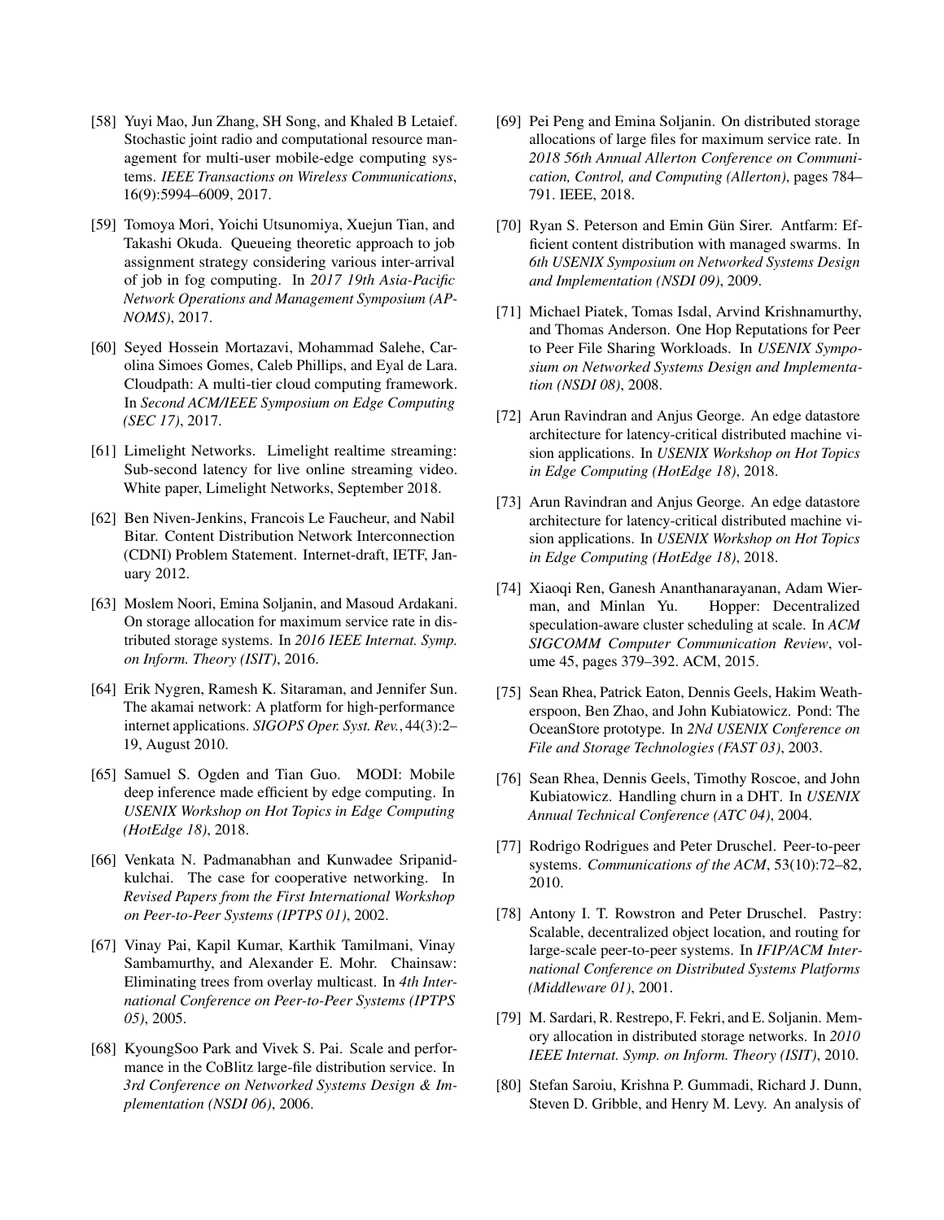[58] Yuyi Mao, Jun Zhang, SH Song, and Khaled B Letaief. Stochastic joint radio and computational resource management for multi-user mobile-edge computing systems. *IEEE Transactions on Wireless Communications*, 16(9):5994–6009, 2017.

[59] Tomoya Mori, Yoichi Utsunomiya, Xuejun Tian, and Takashi Okuda. Queueing theoretic approach to job assignment strategy considering various inter-arrival of job in fog computing. In *2017 19th Asia-Pacific Network Operations and Management Symposium (APNOMS)*, 2017.

[60] Seyed Hossein Mortazavi, Mohammad Salehe, Carolina Simoes Gomes, Caleb Phillips, and Eyal de Lara. Cloudpath: A multi-tier cloud computing framework. In *Second ACM/IEEE Symposium on Edge Computing (SEC 17)*, 2017.

[61] Limelight Networks. Limelight realtime streaming: Sub-second latency for live online streaming video. White paper, Limelight Networks, September 2018.

[62] Ben Niven-Jenkins, Francois Le Faucheur, and Nabil Bitar. Content Distribution Network Interconnection (CDNI) Problem Statement. Internet-draft, IETF, January 2012.

[63] Moslem Noori, Emina Soljanin, and Masoud Ardakani. On storage allocation for maximum service rate in distributed storage systems. In *2016 IEEE Internat. Symp. on Inform. Theory (ISIT)*, 2016.

[64] Erik Nygren, Ramesh K. Sitaraman, and Jennifer Sun. The akamai network: A platform for high-performance internet applications. *SIGOPS Oper. Syst. Rev.*, 44(3):2–19, August 2010.

[65] Samuel S. Ogden and Tian Guo. MODI: Mobile deep inference made efficient by edge computing. In *USENIX Workshop on Hot Topics in Edge Computing (HotEdge 18)*, 2018.

[66] Venkata N. Padmanabhan and Kunwadee Sripanidkulchai. The case for cooperative networking. In *Revised Papers from the First International Workshop on Peer-to-Peer Systems (IPTPS 01)*, 2002.

[67] Vinay Pai, Kapil Kumar, Karthik Tamilmani, Vinay Sambamurthy, and Alexander E. Mohr. Chainsaw: Eliminating trees from overlay multicast. In *4th International Conference on Peer-to-Peer Systems (IPTPS 05)*, 2005.

[68] KyoungSoo Park and Vivek S. Pai. Scale and performance in the CoBlitz large-file distribution service. In *3rd Conference on Networked Systems Design & Implementation (NSDI 06)*, 2006.

[69] Pei Peng and Emina Soljanin. On distributed storage allocations of large files for maximum service rate. In *2018 56th Annual Allerton Conference on Communication, Control, and Computing (Allerton)*, pages 784–791. IEEE, 2018.

[70] Ryan S. Peterson and Emin Gün Sirer. Antfarm: Efficient content distribution with managed swarms. In *6th USENIX Symposium on Networked Systems Design and Implementation (NSDI 09)*, 2009.

[71] Michael Piatek, Tomas Isdal, Arvind Krishnamurthy, and Thomas Anderson. One Hop Reputations for Peer to Peer File Sharing Workloads. In *USENIX Symposium on Networked Systems Design and Implementation (NSDI 08)*, 2008.

[72] Arun Ravindran and Anjus George. An edge datastore architecture for latency-critical distributed machine vision applications. In *USENIX Workshop on Hot Topics in Edge Computing (HotEdge 18)*, 2018.

[73] Arun Ravindran and Anjus George. An edge datastore architecture for latency-critical distributed machine vision applications. In *USENIX Workshop on Hot Topics in Edge Computing (HotEdge 18)*, 2018.

[74] Xiaoqi Ren, Ganesh Ananthanarayanan, Adam Wierman, and Minlan Yu. Hopper: Decentralized speculation-aware cluster scheduling at scale. In *ACM SIGCOMM Computer Communication Review*, volume 45, pages 379–392. ACM, 2015.

[75] Sean Rhea, Patrick Eaton, Dennis Geels, Hakim Weatherspoon, Ben Zhao, and John Kubiatowicz. Pond: The OceanStore prototype. In *2Nd USENIX Conference on File and Storage Technologies (FAST 03)*, 2003.

[76] Sean Rhea, Dennis Geels, Timothy Roscoe, and John Kubiatowicz. Handling churn in a DHT. In *USENIX Annual Technical Conference (ATC 04)*, 2004.

[77] Rodrigo Rodrigues and Peter Druschel. Peer-to-peer systems. *Communications of the ACM*, 53(10):72–82, 2010.

[78] Antony I. T. Rowstron and Peter Druschel. Pastry: Scalable, decentralized object location, and routing for large-scale peer-to-peer systems. In *IFIP/ACM International Conference on Distributed Systems Platforms (Middleware 01)*, 2001.

[79] M. Sardari, R. Restrepo, F. Fekri, and E. Soljanin. Memory allocation in distributed storage networks. In *2010 IEEE Internat. Symp. on Inform. Theory (ISIT)*, 2010.

[80] Stefan Saroiu, Krishna P. Gummadi, Richard J. Dunn, Steven D. Gribble, and Henry M. Levy. An analysis of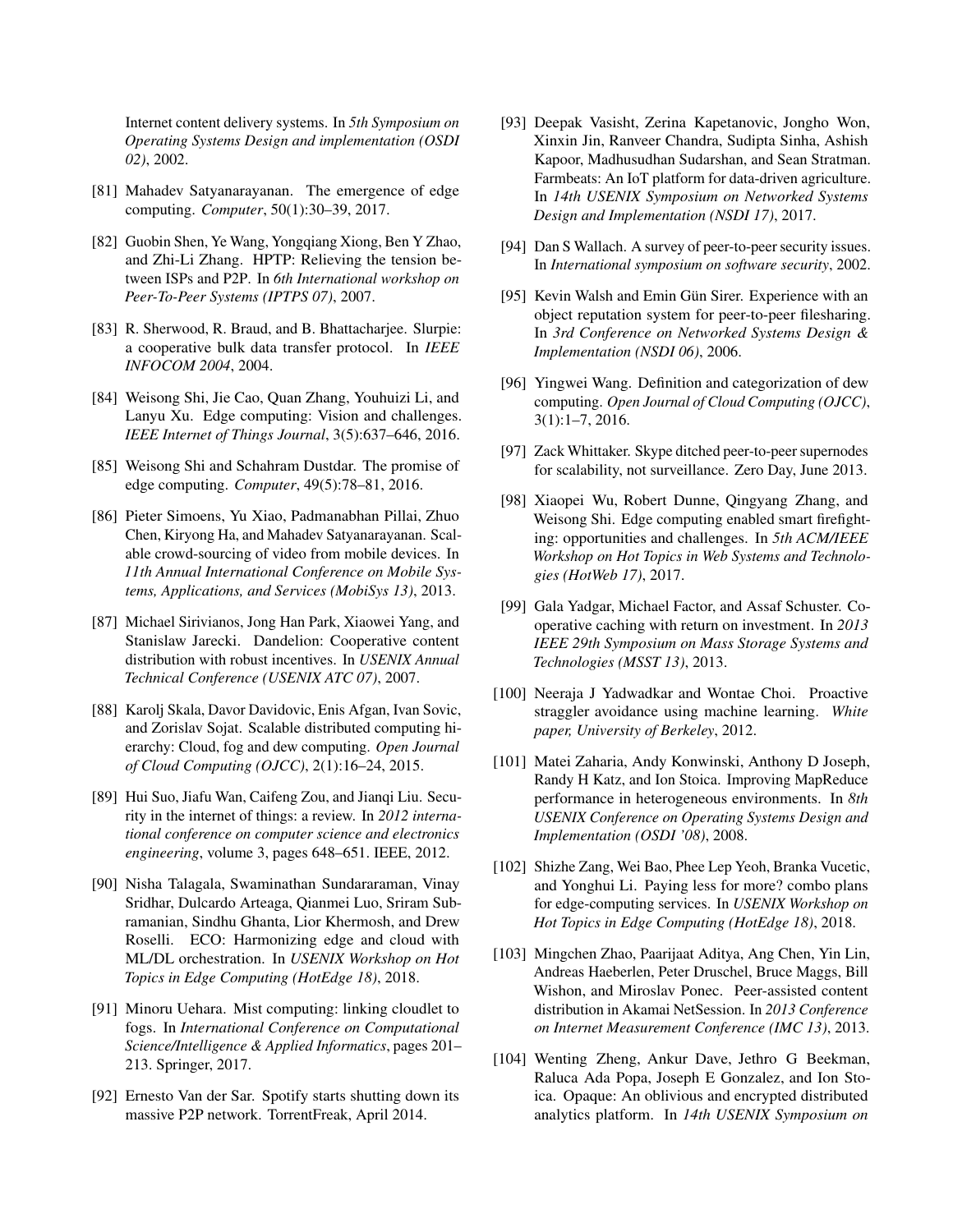Internet content delivery systems. In *5th Symposium on Operating Systems Design and implementation (OSDI 02)*, 2002.

[81] Mahadev Satyanarayanan. The emergence of edge computing. *Computer*, 50(1):30–39, 2017.

[82] Guobin Shen, Ye Wang, Yongqiang Xiong, Ben Y Zhao, and Zhi-Li Zhang. HPTP: Relieving the tension between ISPs and P2P. In *6th International workshop on Peer-To-Peer Systems (IPTPS 07)*, 2007.

[83] R. Sherwood, R. Braud, and B. Bhattacharjee. Slurpie: a cooperative bulk data transfer protocol. In *IEEE INFOCOM 2004*, 2004.

[84] Weisong Shi, Jie Cao, Quan Zhang, Youhuizi Li, and Lanyu Xu. Edge computing: Vision and challenges. *IEEE Internet of Things Journal*, 3(5):637–646, 2016.

[85] Weisong Shi and Schahram Dustdar. The promise of edge computing. *Computer*, 49(5):78–81, 2016.

[86] Pieter Simoens, Yu Xiao, Padmanabhan Pillai, Zhuo Chen, Kiryong Ha, and Mahadev Satyanarayanan. Scalable crowd-sourcing of video from mobile devices. In *11th Annual International Conference on Mobile Systems, Applications, and Services (MobiSys 13)*, 2013.

[87] Michael Sirivianos, Jong Han Park, Xiaowei Yang, and Stanislaw Jarecki. Dandelion: Cooperative content distribution with robust incentives. In *USENIX Annual Technical Conference (USENIX ATC 07)*, 2007.

[88] Karolj Skala, Davor Davidovic, Enis Afgan, Ivan Sovic, and Zorislav Sojat. Scalable distributed computing hierarchy: Cloud, fog and dew computing. *Open Journal of Cloud Computing (OJCC)*, 2(1):16–24, 2015.

[89] Hui Suo, Jiafu Wan, Caifeng Zou, and Jianqi Liu. Security in the internet of things: a review. In *2012 international conference on computer science and electronics engineering*, volume 3, pages 648–651. IEEE, 2012.

[90] Nisha Talagala, Swaminathan Sundararaman, Vinay Sridhar, Dulcardo Arteaga, Qianmei Luo, Sriram Subramanian, Sindhu Ghanta, Lior Khermosh, and Drew Roselli. ECO: Harmonizing edge and cloud with ML/DL orchestration. In *USENIX Workshop on Hot Topics in Edge Computing (HotEdge 18)*, 2018.

[91] Minoru Uehara. Mist computing: linking cloudlet to fogs. In *International Conference on Computational Science/Intelligence & Applied Informatics*, pages 201–213. Springer, 2017.

[92] Ernesto Van der Sar. Spotify starts shutting down its massive P2P network. TorrentFreak, April 2014.

[93] Deepak Vasisht, Zerina Kapetanovic, Jongho Won, Xinxin Jin, Ranveer Chandra, Sudipta Sinha, Ashish Kapoor, Madhusudhan Sudarshan, and Sean Stratman. Farmbeats: An IoT platform for data-driven agriculture. In *14th USENIX Symposium on Networked Systems Design and Implementation (NSDI 17)*, 2017.

[94] Dan S Wallach. A survey of peer-to-peer security issues. In *International symposium on software security*, 2002.

[95] Kevin Walsh and Emin Gün Sirer. Experience with an object reputation system for peer-to-peer filesharing. In *3rd Conference on Networked Systems Design & Implementation (NSDI 06)*, 2006.

[96] Yingwei Wang. Definition and categorization of dew computing. *Open Journal of Cloud Computing (OJCC)*, 3(1):1–7, 2016.

[97] Zack Whittaker. Skype ditched peer-to-peer supernodes for scalability, not surveillance. Zero Day, June 2013.

[98] Xiaopei Wu, Robert Dunne, Qingyang Zhang, and Weisong Shi. Edge computing enabled smart firefighting: opportunities and challenges. In *5th ACM/IEEE Workshop on Hot Topics in Web Systems and Technologies (HotWeb 17)*, 2017.

[99] Gala Yadgar, Michael Factor, and Assaf Schuster. Cooperative caching with return on investment. In *2013 IEEE 29th Symposium on Mass Storage Systems and Technologies (MSST 13)*, 2013.

[100] Neeraja J Yadwadkar and Wontae Choi. Proactive straggler avoidance using machine learning. *White paper, University of Berkeley*, 2012.

[101] Matei Zaharia, Andy Konwinski, Anthony D Joseph, Randy H Katz, and Ion Stoica. Improving MapReduce performance in heterogeneous environments. In *8th USENIX Conference on Operating Systems Design and Implementation (OSDI '08)*, 2008.

[102] Shizhe Zang, Wei Bao, Phee Lep Yeoh, Branka Vucetic, and Yonghui Li. Paying less for more? combo plans for edge-computing services. In *USENIX Workshop on Hot Topics in Edge Computing (HotEdge 18)*, 2018.

[103] Mingchen Zhao, Paarijaat Aditya, Ang Chen, Yin Lin, Andreas Haeberlen, Peter Druschel, Bruce Maggs, Bill Wishon, and Miroslav Ponec. Peer-assisted content distribution in Akamai NetSession. In *2013 Conference on Internet Measurement Conference (IMC 13)*, 2013.

[104] Wenting Zheng, Ankur Dave, Jethro G Beekman, Raluca Ada Popa, Joseph E Gonzalez, and Ion Stoica. Opaque: An oblivious and encrypted distributed analytics platform. In *14th USENIX Symposium on*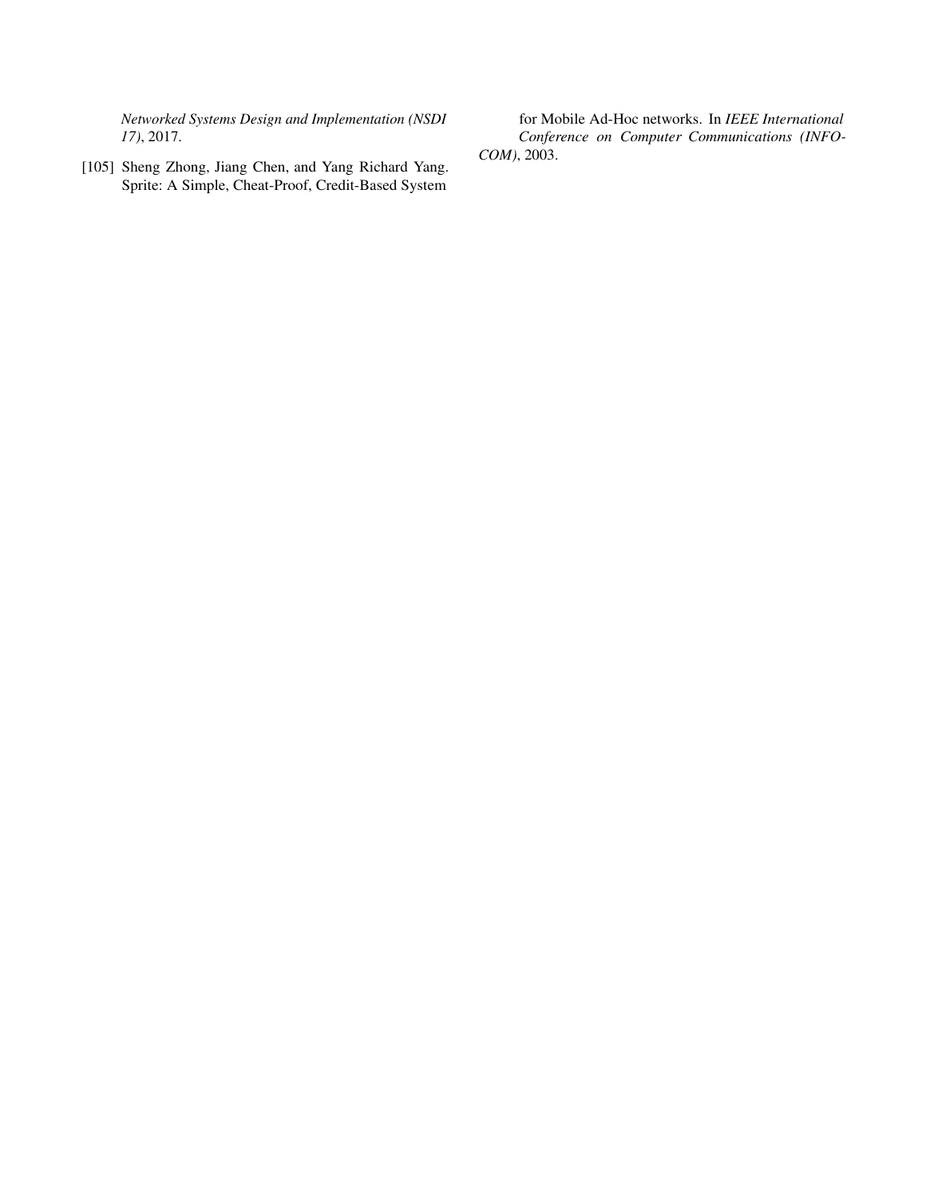*Networked Systems Design and Implementation (NSDI 17)*, 2017.

[105] Sheng Zhong, Jiang Chen, and Yang Richard Yang. Sprite: A Simple, Cheat-Proof, Credit-Based System for Mobile Ad-Hoc networks. In *IEEE International Conference on Computer Communications (INFOCOM)*, 2003.